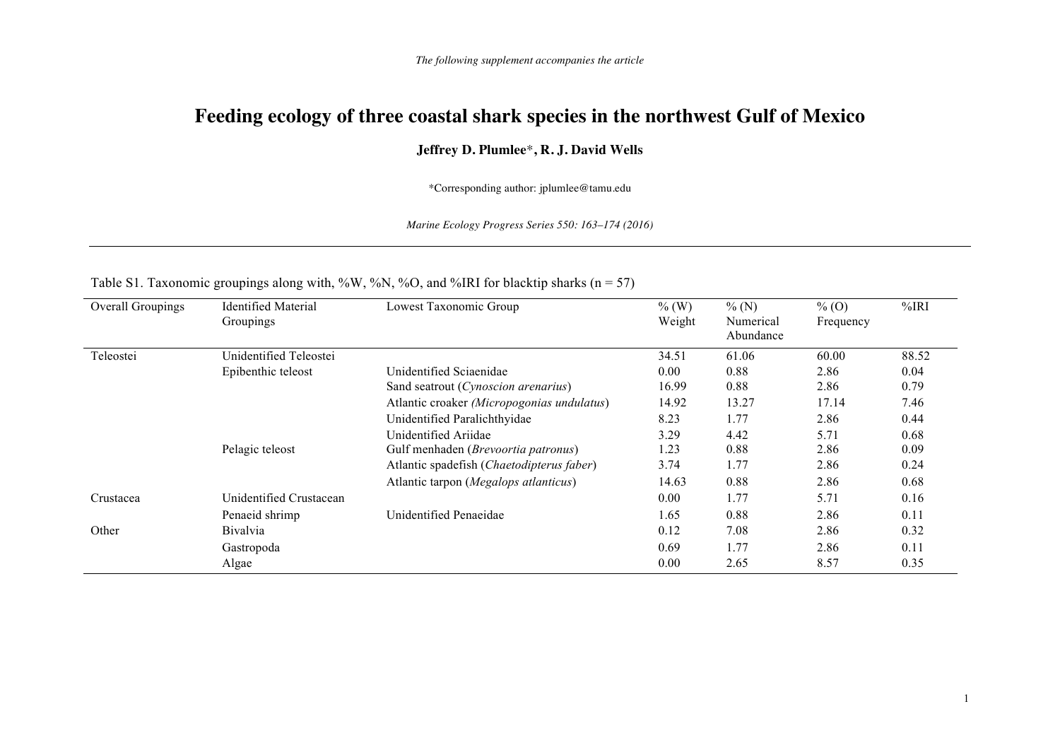*The following supplement accompanies the article*

# Feeding ecology of three coastal shark species in the northwest Gulf of Mexico

**Jeffrey D. Plumlee*, R. J. David Wells**

*Corresponding author: jplumlee@tamu.edu

*Marine Ecology Progress Series 550: 163–174 (2016)*

---

Table S1. Taxonomic groupings along with, %W, %N, %O, and %IRI for blacktip sharks (n = 57)

| Overall Groupings | Identified Material Groupings | Lowest Taxonomic Group | % (W) Weight | % (N) Numerical Abundance | % (O) Frequency | %IRI |
|---|---|---|---|---|---|---|
| Teleostei | Unidentified Teleostei | | 34.51 | 61.06 | 60.00 | 88.52 |
| | Epibenthic teleost | Unidentified Sciaenidae | 0.00 | 0.88 | 2.86 | 0.04 |
| | | Sand seatrout (*Cynoscion arenarius*) | 16.99 | 0.88 | 2.86 | 0.79 |
| | | Atlantic croaker *(Micropogonias undulatus)* | 14.92 | 13.27 | 17.14 | 7.46 |
| | | Unidentified Paralichthyidae | 8.23 | 1.77 | 2.86 | 0.44 |
| | | Unidentified Ariidae | 3.29 | 4.42 | 5.71 | 0.68 |
| | Pelagic teleost | Gulf menhaden (*Brevoortia patronus*) | 1.23 | 0.88 | 2.86 | 0.09 |
| | | Atlantic spadefish (*Chaetodipterus faber*) | 3.74 | 1.77 | 2.86 | 0.24 |
| | | Atlantic tarpon (*Megalops atlanticus*) | 14.63 | 0.88 | 2.86 | 0.68 |
| Crustacea | Unidentified Crustacean | | 0.00 | 1.77 | 5.71 | 0.16 |
| | Penaeid shrimp | Unidentified Penaeidae | 1.65 | 0.88 | 2.86 | 0.11 |
| Other | Bivalvia | | 0.12 | 7.08 | 2.86 | 0.32 |
| | Gastropoda | | 0.69 | 1.77 | 2.86 | 0.11 |
| | Algae | | 0.00 | 2.65 | 8.57 | 0.35 |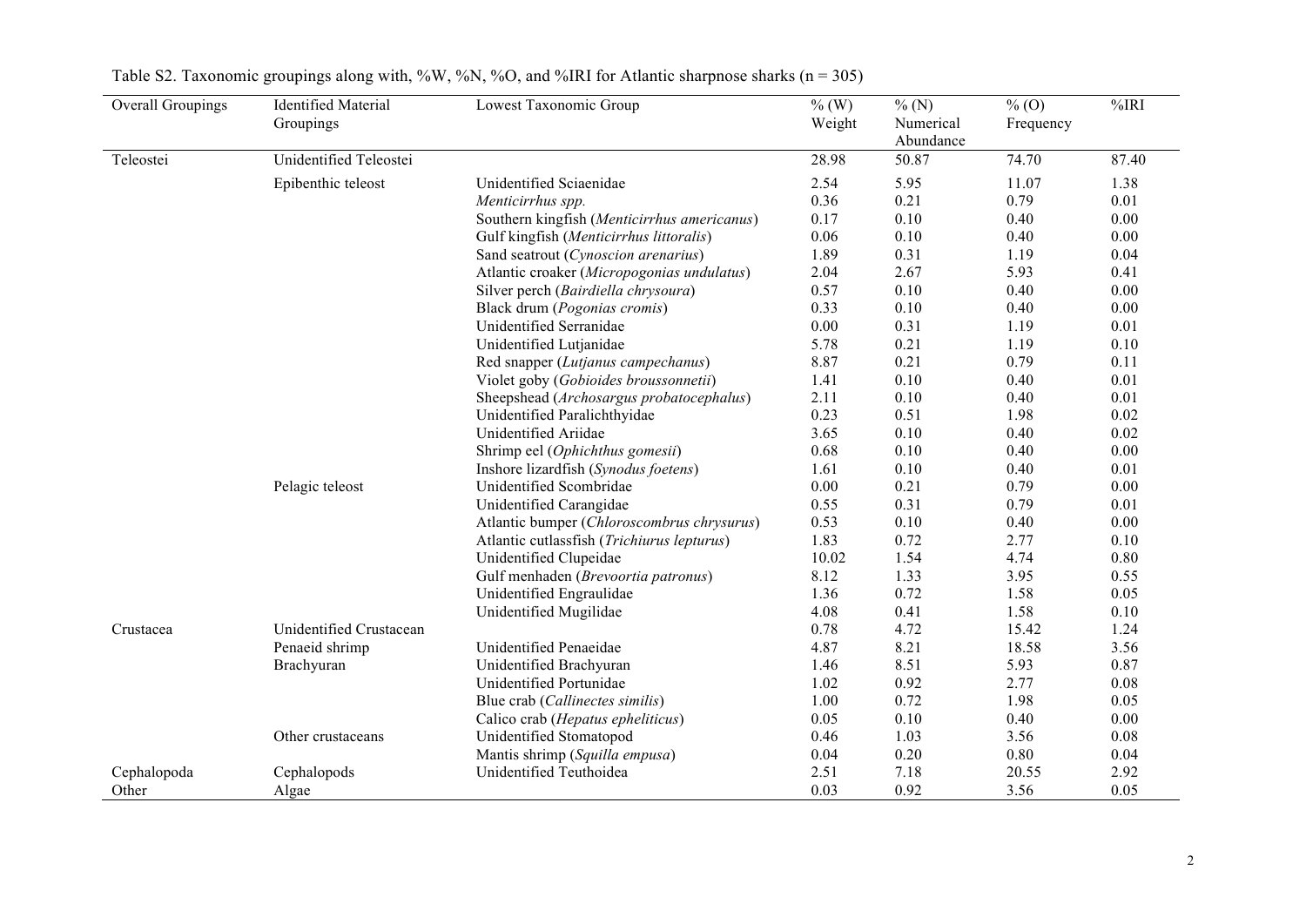Table S2. Taxonomic groupings along with, %W, %N, %O, and %IRI for Atlantic sharpnose sharks (n = 305)

| Overall Groupings | Identified Material Groupings | Lowest Taxonomic Group | % (W) Weight | % (N) Numerical Abundance | % (O) Frequency | %IRI |
|---|---|---|---|---|---|---|
| Teleostei | Unidentified Teleostei | | 28.98 | 50.87 | 74.70 | 87.40 |
| | Epibenthic teleost | Unidentified Sciaenidae | 2.54 | 5.95 | 11.07 | 1.38 |
| | | *Menticirrhus spp.* | 0.36 | 0.21 | 0.79 | 0.01 |
| | | Southern kingfish (*Menticirrhus americanus*) | 0.17 | 0.10 | 0.40 | 0.00 |
| | | Gulf kingfish (*Menticirrhus littoralis*) | 0.06 | 0.10 | 0.40 | 0.00 |
| | | Sand seatrout (*Cynoscion arenarius*) | 1.89 | 0.31 | 1.19 | 0.04 |
| | | Atlantic croaker (*Micropogonias undulatus*) | 2.04 | 2.67 | 5.93 | 0.41 |
| | | Silver perch (*Bairdiella chrysoura*) | 0.57 | 0.10 | 0.40 | 0.00 |
| | | Black drum (*Pogonias cromis*) | 0.33 | 0.10 | 0.40 | 0.00 |
| | | Unidentified Serranidae | 0.00 | 0.31 | 1.19 | 0.01 |
| | | Unidentified Lutjanidae | 5.78 | 0.21 | 1.19 | 0.10 |
| | | Red snapper (*Lutjanus campechanus*) | 8.87 | 0.21 | 0.79 | 0.11 |
| | | Violet goby (*Gobioides broussonnetii*) | 1.41 | 0.10 | 0.40 | 0.01 |
| | | Sheepshead (*Archosargus probatocephalus*) | 2.11 | 0.10 | 0.40 | 0.01 |
| | | Unidentified Paralichthyidae | 0.23 | 0.51 | 1.98 | 0.02 |
| | | Unidentified Ariidae | 3.65 | 0.10 | 0.40 | 0.02 |
| | | Shrimp eel (*Ophichthus gomesii*) | 0.68 | 0.10 | 0.40 | 0.00 |
| | | Inshore lizardfish (*Synodus foetens*) | 1.61 | 0.10 | 0.40 | 0.01 |
| | Pelagic teleost | Unidentified Scombridae | 0.00 | 0.21 | 0.79 | 0.00 |
| | | Unidentified Carangidae | 0.55 | 0.31 | 0.79 | 0.01 |
| | | Atlantic bumper (*Chloroscombrus chrysurus*) | 0.53 | 0.10 | 0.40 | 0.00 |
| | | Atlantic cutlassfish (*Trichiurus lepturus*) | 1.83 | 0.72 | 2.77 | 0.10 |
| | | Unidentified Clupeidae | 10.02 | 1.54 | 4.74 | 0.80 |
| | | Gulf menhaden (*Brevoortia patronus*) | 8.12 | 1.33 | 3.95 | 0.55 |
| | | Unidentified Engraulidae | 1.36 | 0.72 | 1.58 | 0.05 |
| | | Unidentified Mugilidae | 4.08 | 0.41 | 1.58 | 0.10 |
| Crustacea | Unidentified Crustacean | | 0.78 | 4.72 | 15.42 | 1.24 |
| | Penaeid shrimp | Unidentified Penaeidae | 4.87 | 8.21 | 18.58 | 3.56 |
| | Brachyuran | Unidentified Brachyuran | 1.46 | 8.51 | 5.93 | 0.87 |
| | | Unidentified Portunidae | 1.02 | 0.92 | 2.77 | 0.08 |
| | | Blue crab (*Callinectes similis*) | 1.00 | 0.72 | 1.98 | 0.05 |
| | | Calico crab (*Hepatus epheliticus*) | 0.05 | 0.10 | 0.40 | 0.00 |
| | Other crustaceans | Unidentified Stomatopod | 0.46 | 1.03 | 3.56 | 0.08 |
| | | Mantis shrimp (*Squilla empusa*) | 0.04 | 0.20 | 0.80 | 0.04 |
| Cephalopoda | Cephalopods | Unidentified Teuthoidea | 2.51 | 7.18 | 20.55 | 2.92 |
| Other | Algae | | 0.03 | 0.92 | 3.56 | 0.05 |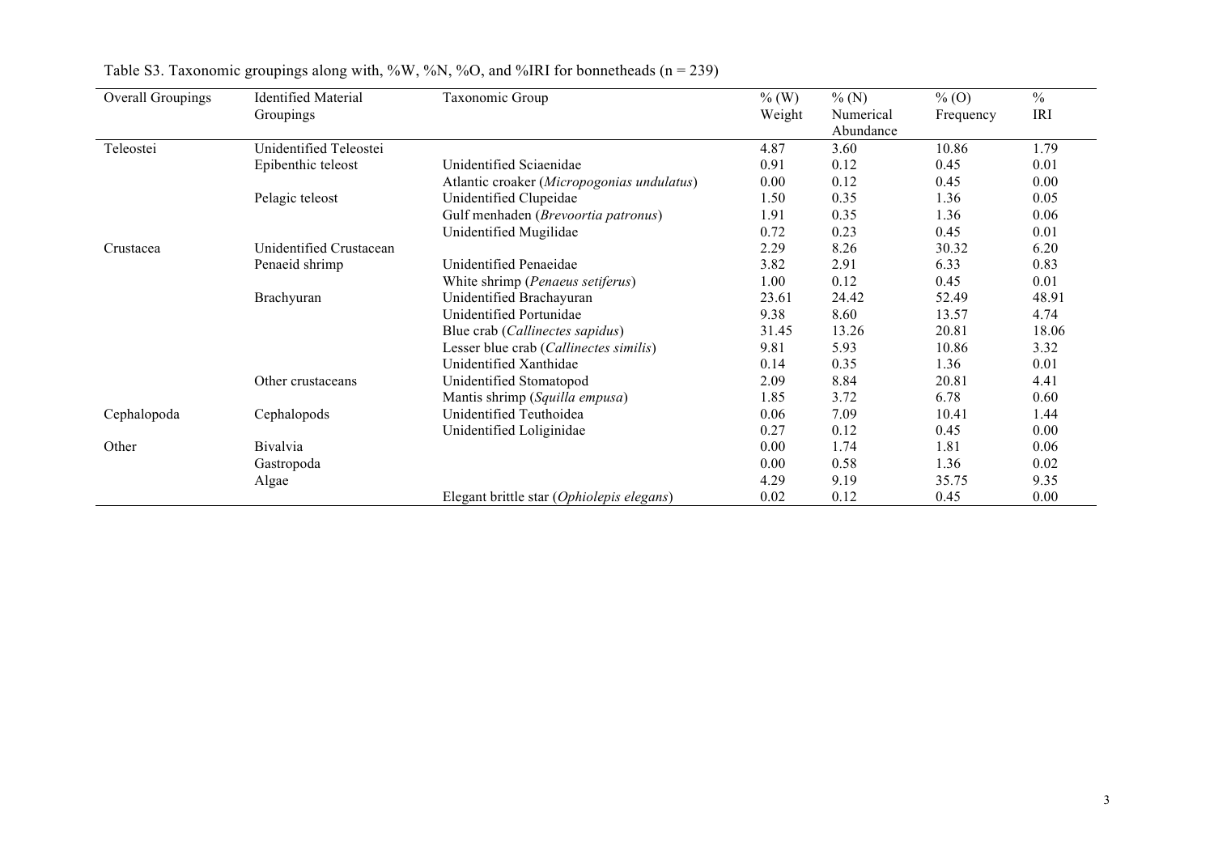Table S3. Taxonomic groupings along with, %W, %N, %O, and %IRI for bonnetheads (n = 239)

| Overall Groupings | Identified Material Groupings | Taxonomic Group | % (W) Weight | % (N) Numerical Abundance | % (O) Frequency | % IRI |
|---|---|---|---|---|---|---|
| Teleostei | Unidentified Teleostei | | 4.87 | 3.60 | 10.86 | 1.79 |
| | Epibenthic teleost | Unidentified Sciaenidae | 0.91 | 0.12 | 0.45 | 0.01 |
| | | Atlantic croaker (*Micropogonias undulatus*) | 0.00 | 0.12 | 0.45 | 0.00 |
| | Pelagic teleost | Unidentified Clupeidae | 1.50 | 0.35 | 1.36 | 0.05 |
| | | Gulf menhaden (*Brevoortia patronus*) | 1.91 | 0.35 | 1.36 | 0.06 |
| | | Unidentified Mugilidae | 0.72 | 0.23 | 0.45 | 0.01 |
| Crustacea | Unidentified Crustacean | | 2.29 | 8.26 | 30.32 | 6.20 |
| | Penaeid shrimp | Unidentified Penaeidae | 3.82 | 2.91 | 6.33 | 0.83 |
| | | White shrimp (*Penaeus setiferus*) | 1.00 | 0.12 | 0.45 | 0.01 |
| | Brachyuran | Unidentified Brachayuran | 23.61 | 24.42 | 52.49 | 48.91 |
| | | Unidentified Portunidae | 9.38 | 8.60 | 13.57 | 4.74 |
| | | Blue crab (*Callinectes sapidus*) | 31.45 | 13.26 | 20.81 | 18.06 |
| | | Lesser blue crab (*Callinectes similis*) | 9.81 | 5.93 | 10.86 | 3.32 |
| | | Unidentified Xanthidae | 0.14 | 0.35 | 1.36 | 0.01 |
| | Other crustaceans | Unidentified Stomatopod | 2.09 | 8.84 | 20.81 | 4.41 |
| | | Mantis shrimp (*Squilla empusa*) | 1.85 | 3.72 | 6.78 | 0.60 |
| Cephalopoda | Cephalopods | Unidentified Teuthoidea | 0.06 | 7.09 | 10.41 | 1.44 |
| | | Unidentified Loliginidae | 0.27 | 0.12 | 0.45 | 0.00 |
| Other | Bivalvia | | 0.00 | 1.74 | 1.81 | 0.06 |
| | Gastropoda | | 0.00 | 0.58 | 1.36 | 0.02 |
| | Algae | | 4.29 | 9.19 | 35.75 | 9.35 |
| | | Elegant brittle star (*Ophiolepis elegans*) | 0.02 | 0.12 | 0.45 | 0.00 |